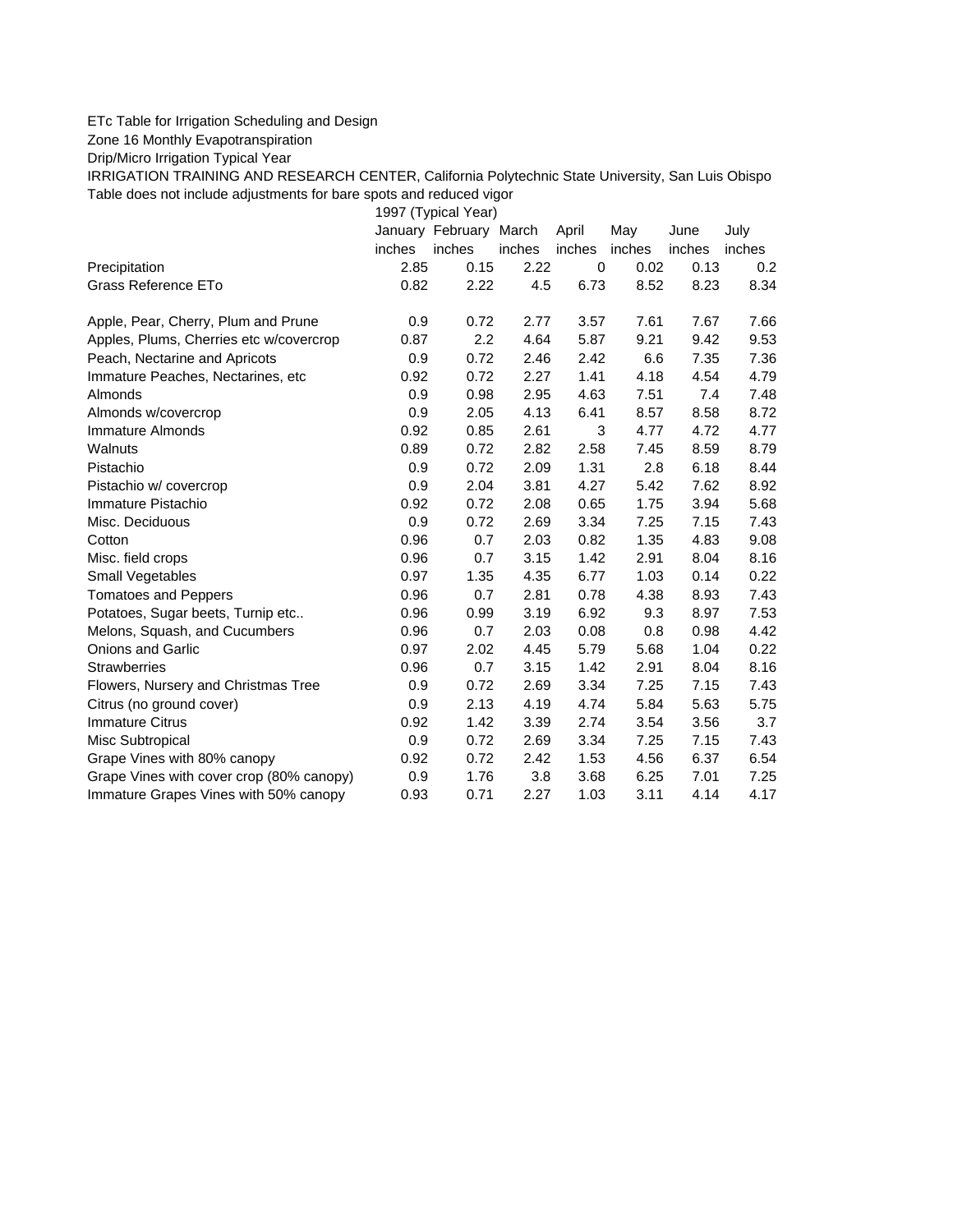ETc Table for Irrigation Scheduling and Design

Zone 16 Monthly Evapotranspiration

Drip/Micro Irrigation Typical Year

IRRIGATION TRAINING AND RESEARCH CENTER, California Polytechnic State University, San Luis Obispo

Table does not include adjustments for bare spots and reduced vigor

| | 1997 (Typical Year) | | | | | | |
|---|---|---|---|---|---|---|---|
| | January | February | March | April | May | June | July |
| | inches | inches | inches | inches | inches | inches | inches |
| Precipitation | 2.85 | 0.15 | 2.22 | 0 | 0.02 | 0.13 | 0.2 |
| Grass Reference ETo | 0.82 | 2.22 | 4.5 | 6.73 | 8.52 | 8.23 | 8.34 |
| | | | | | | | |
| Apple, Pear, Cherry, Plum and Prune | 0.9 | 0.72 | 2.77 | 3.57 | 7.61 | 7.67 | 7.66 |
| Apples, Plums, Cherries etc w/covercrop | 0.87 | 2.2 | 4.64 | 5.87 | 9.21 | 9.42 | 9.53 |
| Peach, Nectarine and Apricots | 0.9 | 0.72 | 2.46 | 2.42 | 6.6 | 7.35 | 7.36 |
| Immature Peaches, Nectarines, etc | 0.92 | 0.72 | 2.27 | 1.41 | 4.18 | 4.54 | 4.79 |
| Almonds | 0.9 | 0.98 | 2.95 | 4.63 | 7.51 | 7.4 | 7.48 |
| Almonds w/covercrop | 0.9 | 2.05 | 4.13 | 6.41 | 8.57 | 8.58 | 8.72 |
| Immature Almonds | 0.92 | 0.85 | 2.61 | 3 | 4.77 | 4.72 | 4.77 |
| Walnuts | 0.89 | 0.72 | 2.82 | 2.58 | 7.45 | 8.59 | 8.79 |
| Pistachio | 0.9 | 0.72 | 2.09 | 1.31 | 2.8 | 6.18 | 8.44 |
| Pistachio w/ covercrop | 0.9 | 2.04 | 3.81 | 4.27 | 5.42 | 7.62 | 8.92 |
| Immature Pistachio | 0.92 | 0.72 | 2.08 | 0.65 | 1.75 | 3.94 | 5.68 |
| Misc. Deciduous | 0.9 | 0.72 | 2.69 | 3.34 | 7.25 | 7.15 | 7.43 |
| Cotton | 0.96 | 0.7 | 2.03 | 0.82 | 1.35 | 4.83 | 9.08 |
| Misc. field crops | 0.96 | 0.7 | 3.15 | 1.42 | 2.91 | 8.04 | 8.16 |
| Small Vegetables | 0.97 | 1.35 | 4.35 | 6.77 | 1.03 | 0.14 | 0.22 |
| Tomatoes and Peppers | 0.96 | 0.7 | 2.81 | 0.78 | 4.38 | 8.93 | 7.43 |
| Potatoes, Sugar beets, Turnip etc.. | 0.96 | 0.99 | 3.19 | 6.92 | 9.3 | 8.97 | 7.53 |
| Melons, Squash, and Cucumbers | 0.96 | 0.7 | 2.03 | 0.08 | 0.8 | 0.98 | 4.42 |
| Onions and Garlic | 0.97 | 2.02 | 4.45 | 5.79 | 5.68 | 1.04 | 0.22 |
| Strawberries | 0.96 | 0.7 | 3.15 | 1.42 | 2.91 | 8.04 | 8.16 |
| Flowers, Nursery and Christmas Tree | 0.9 | 0.72 | 2.69 | 3.34 | 7.25 | 7.15 | 7.43 |
| Citrus (no ground cover) | 0.9 | 2.13 | 4.19 | 4.74 | 5.84 | 5.63 | 5.75 |
| Immature Citrus | 0.92 | 1.42 | 3.39 | 2.74 | 3.54 | 3.56 | 3.7 |
| Misc Subtropical | 0.9 | 0.72 | 2.69 | 3.34 | 7.25 | 7.15 | 7.43 |
| Grape Vines with 80% canopy | 0.92 | 0.72 | 2.42 | 1.53 | 4.56 | 6.37 | 6.54 |
| Grape Vines with cover crop (80% canopy) | 0.9 | 1.76 | 3.8 | 3.68 | 6.25 | 7.01 | 7.25 |
| Immature Grapes Vines with 50% canopy | 0.93 | 0.71 | 2.27 | 1.03 | 3.11 | 4.14 | 4.17 |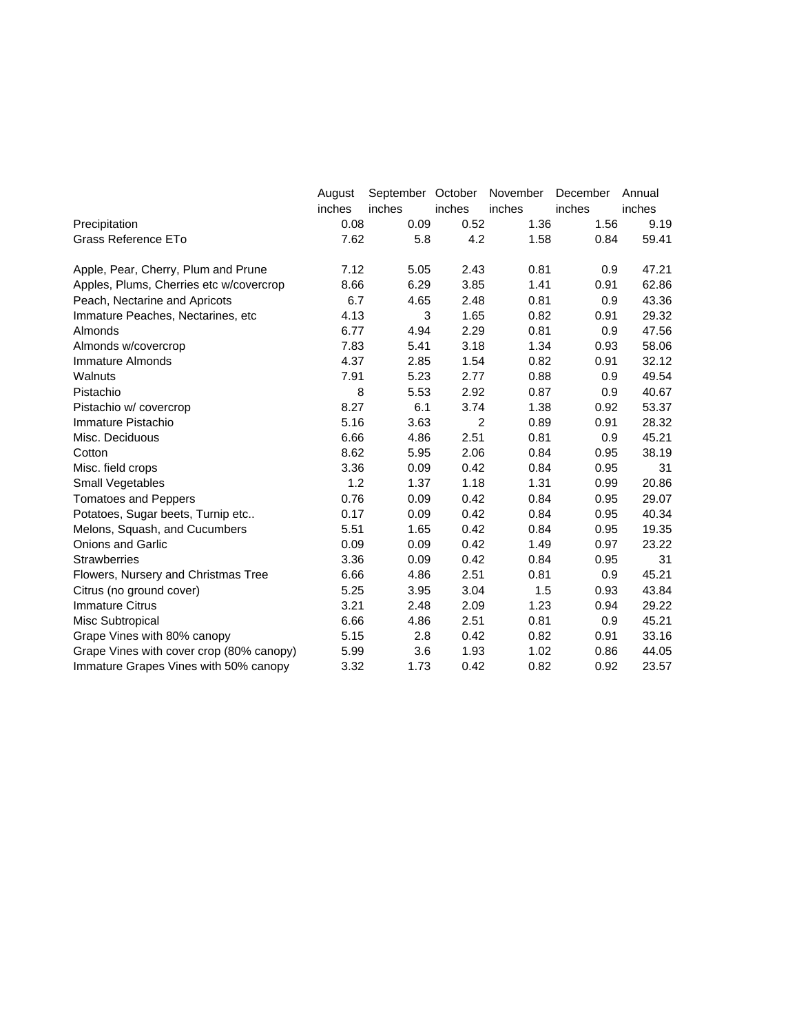| | August inches | September inches | October inches | November inches | December inches | Annual inches |
|---|---|---|---|---|---|---|
| Precipitation | 0.08 | 0.09 | 0.52 | 1.36 | 1.56 | 9.19 |
| Grass Reference ETo | 7.62 | 5.8 | 4.2 | 1.58 | 0.84 | 59.41 |
| | | | | | | |
| Apple, Pear, Cherry, Plum and Prune | 7.12 | 5.05 | 2.43 | 0.81 | 0.9 | 47.21 |
| Apples, Plums, Cherries etc w/covercrop | 8.66 | 6.29 | 3.85 | 1.41 | 0.91 | 62.86 |
| Peach, Nectarine and Apricots | 6.7 | 4.65 | 2.48 | 0.81 | 0.9 | 43.36 |
| Immature Peaches, Nectarines, etc | 4.13 | 3 | 1.65 | 0.82 | 0.91 | 29.32 |
| Almonds | 6.77 | 4.94 | 2.29 | 0.81 | 0.9 | 47.56 |
| Almonds w/covercrop | 7.83 | 5.41 | 3.18 | 1.34 | 0.93 | 58.06 |
| Immature Almonds | 4.37 | 2.85 | 1.54 | 0.82 | 0.91 | 32.12 |
| Walnuts | 7.91 | 5.23 | 2.77 | 0.88 | 0.9 | 49.54 |
| Pistachio | 8 | 5.53 | 2.92 | 0.87 | 0.9 | 40.67 |
| Pistachio w/ covercrop | 8.27 | 6.1 | 3.74 | 1.38 | 0.92 | 53.37 |
| Immature Pistachio | 5.16 | 3.63 | 2 | 0.89 | 0.91 | 28.32 |
| Misc. Deciduous | 6.66 | 4.86 | 2.51 | 0.81 | 0.9 | 45.21 |
| Cotton | 8.62 | 5.95 | 2.06 | 0.84 | 0.95 | 38.19 |
| Misc. field crops | 3.36 | 0.09 | 0.42 | 0.84 | 0.95 | 31 |
| Small Vegetables | 1.2 | 1.37 | 1.18 | 1.31 | 0.99 | 20.86 |
| Tomatoes and Peppers | 0.76 | 0.09 | 0.42 | 0.84 | 0.95 | 29.07 |
| Potatoes, Sugar beets, Turnip etc.. | 0.17 | 0.09 | 0.42 | 0.84 | 0.95 | 40.34 |
| Melons, Squash, and Cucumbers | 5.51 | 1.65 | 0.42 | 0.84 | 0.95 | 19.35 |
| Onions and Garlic | 0.09 | 0.09 | 0.42 | 1.49 | 0.97 | 23.22 |
| Strawberries | 3.36 | 0.09 | 0.42 | 0.84 | 0.95 | 31 |
| Flowers, Nursery and Christmas Tree | 6.66 | 4.86 | 2.51 | 0.81 | 0.9 | 45.21 |
| Citrus (no ground cover) | 5.25 | 3.95 | 3.04 | 1.5 | 0.93 | 43.84 |
| Immature Citrus | 3.21 | 2.48 | 2.09 | 1.23 | 0.94 | 29.22 |
| Misc Subtropical | 6.66 | 4.86 | 2.51 | 0.81 | 0.9 | 45.21 |
| Grape Vines with 80% canopy | 5.15 | 2.8 | 0.42 | 0.82 | 0.91 | 33.16 |
| Grape Vines with cover crop (80% canopy) | 5.99 | 3.6 | 1.93 | 1.02 | 0.86 | 44.05 |
| Immature Grapes Vines with 50% canopy | 3.32 | 1.73 | 0.42 | 0.82 | 0.92 | 23.57 |